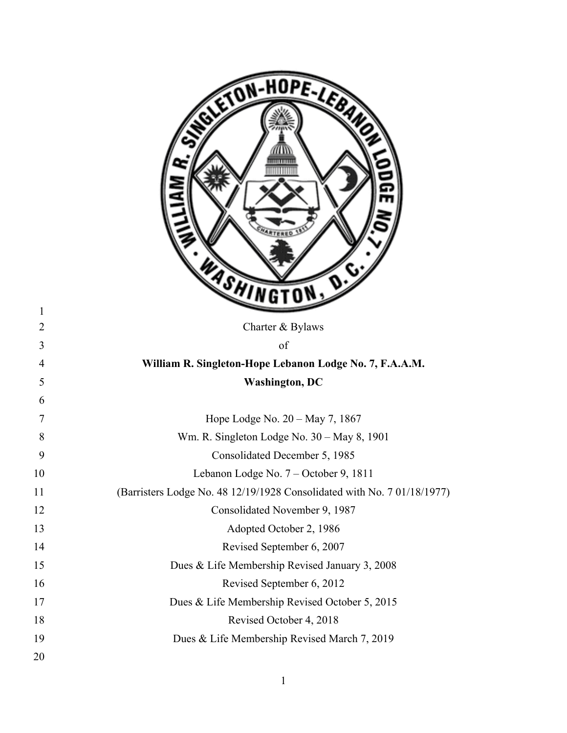Charter & Bylaws

of

**William R. Singleton-Hope Lebanon Lodge No. 7, F.A.A.M.**

**Washington, DC**

Hope Lodge No. 20 – May 7, 1867

Wm. R. Singleton Lodge No. 30 – May 8, 1901

Consolidated December 5, 1985

Lebanon Lodge No. 7 – October 9, 1811

(Barristers Lodge No. 48 12/19/1928 Consolidated with No. 7 01/18/1977)

Consolidated November 9, 1987

Adopted October 2, 1986

Revised September 6, 2007

Dues & Life Membership Revised January 3, 2008

Revised September 6, 2012

Dues & Life Membership Revised October 5, 2015

Revised October 4, 2018

Dues & Life Membership Revised March 7, 2019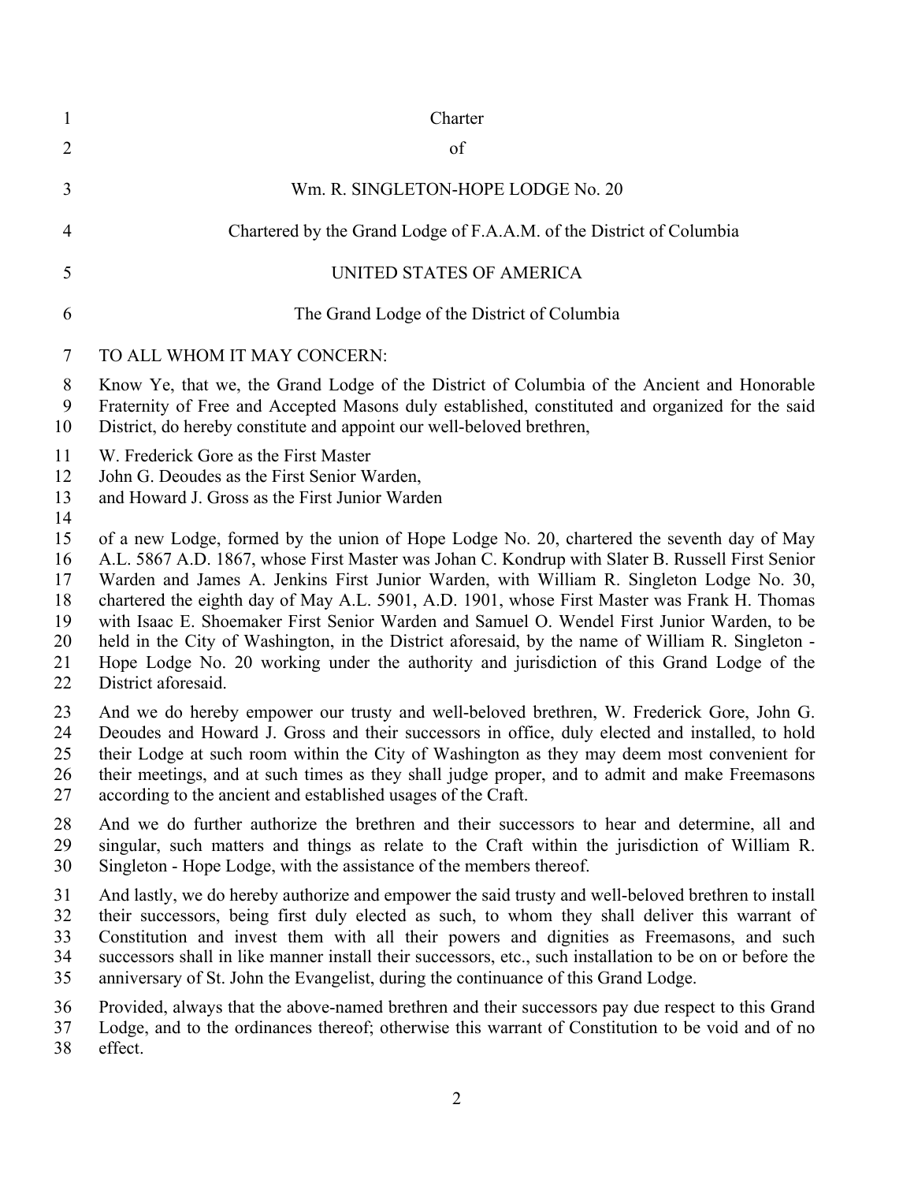# Charter

# of

## Wm. R. SINGLETON-HOPE LODGE No. 20

### Chartered by the Grand Lodge of F.A.A.M. of the District of Columbia

### UNITED STATES OF AMERICA

### The Grand Lodge of the District of Columbia

TO ALL WHOM IT MAY CONCERN:

Know Ye, that we, the Grand Lodge of the District of Columbia of the Ancient and Honorable Fraternity of Free and Accepted Masons duly established, constituted and organized for the said District, do hereby constitute and appoint our well-beloved brethren,

W. Frederick Gore as the First Master
John G. Deoudes as the First Senior Warden,
and Howard J. Gross as the First Junior Warden

of a new Lodge, formed by the union of Hope Lodge No. 20, chartered the seventh day of May A.L. 5867 A.D. 1867, whose First Master was Johan C. Kondrup with Slater B. Russell First Senior Warden and James A. Jenkins First Junior Warden, with William R. Singleton Lodge No. 30, chartered the eighth day of May A.L. 5901, A.D. 1901, whose First Master was Frank H. Thomas with Isaac E. Shoemaker First Senior Warden and Samuel O. Wendel First Junior Warden, to be held in the City of Washington, in the District aforesaid, by the name of William R. Singleton - Hope Lodge No. 20 working under the authority and jurisdiction of this Grand Lodge of the District aforesaid.

And we do hereby empower our trusty and well-beloved brethren, W. Frederick Gore, John G. Deoudes and Howard J. Gross and their successors in office, duly elected and installed, to hold their Lodge at such room within the City of Washington as they may deem most convenient for their meetings, and at such times as they shall judge proper, and to admit and make Freemasons according to the ancient and established usages of the Craft.

And we do further authorize the brethren and their successors to hear and determine, all and singular, such matters and things as relate to the Craft within the jurisdiction of William R. Singleton - Hope Lodge, with the assistance of the members thereof.

And lastly, we do hereby authorize and empower the said trusty and well-beloved brethren to install their successors, being first duly elected as such, to whom they shall deliver this warrant of Constitution and invest them with all their powers and dignities as Freemasons, and such successors shall in like manner install their successors, etc., such installation to be on or before the anniversary of St. John the Evangelist, during the continuance of this Grand Lodge.

Provided, always that the above-named brethren and their successors pay due respect to this Grand Lodge, and to the ordinances thereof; otherwise this warrant of Constitution to be void and of no effect.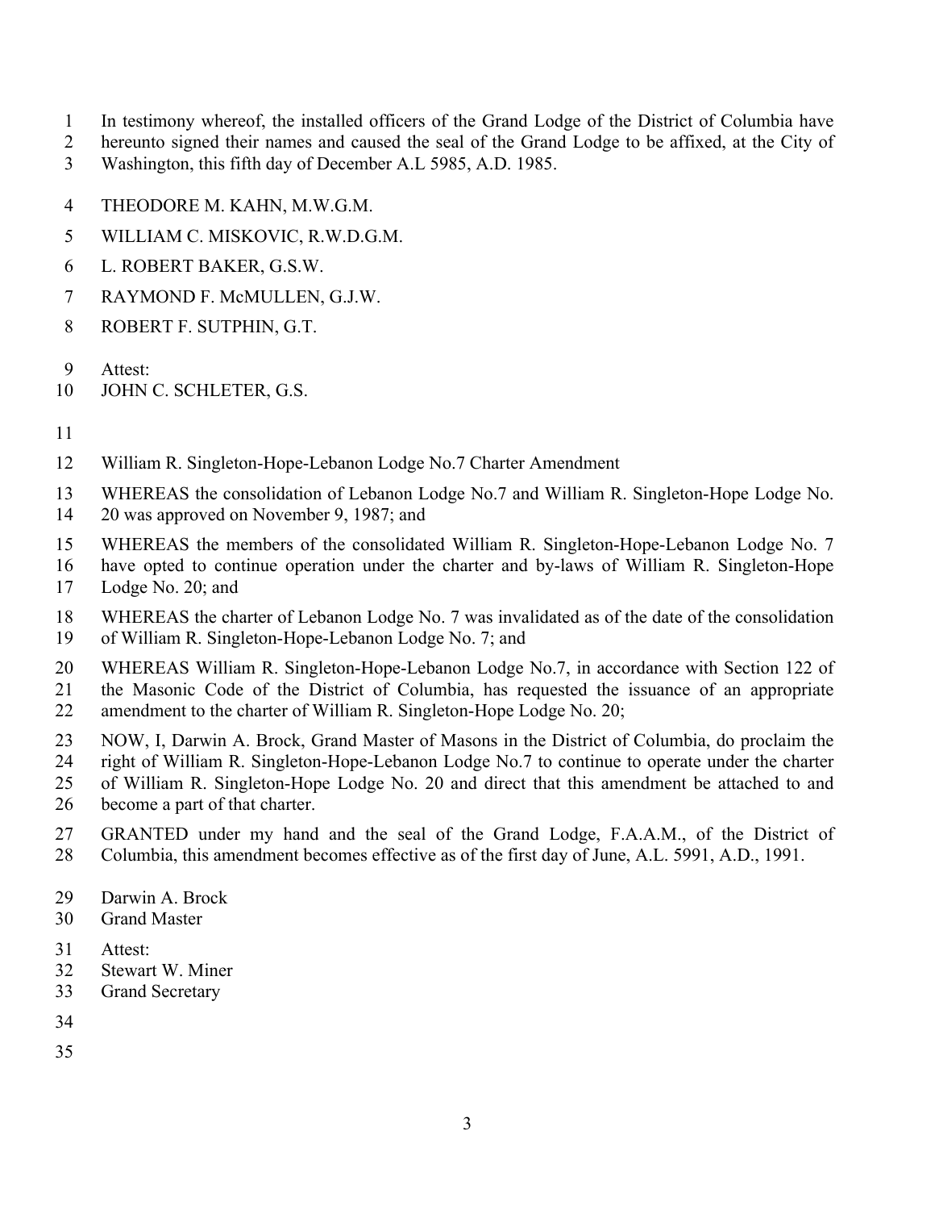In testimony whereof, the installed officers of the Grand Lodge of the District of Columbia have hereunto signed their names and caused the seal of the Grand Lodge to be affixed, at the City of Washington, this fifth day of December A.L 5985, A.D. 1985.

THEODORE M. KAHN, M.W.G.M.

WILLIAM C. MISKOVIC, R.W.D.G.M.

L. ROBERT BAKER, G.S.W.

RAYMOND F. McMULLEN, G.J.W.

ROBERT F. SUTPHIN, G.T.

Attest:
JOHN C. SCHLETER, G.S.

William R. Singleton-Hope-Lebanon Lodge No.7 Charter Amendment

WHEREAS the consolidation of Lebanon Lodge No.7 and William R. Singleton-Hope Lodge No. 20 was approved on November 9, 1987; and

WHEREAS the members of the consolidated William R. Singleton-Hope-Lebanon Lodge No. 7 have opted to continue operation under the charter and by-laws of William R. Singleton-Hope Lodge No. 20; and

WHEREAS the charter of Lebanon Lodge No. 7 was invalidated as of the date of the consolidation of William R. Singleton-Hope-Lebanon Lodge No. 7; and

WHEREAS William R. Singleton-Hope-Lebanon Lodge No.7, in accordance with Section 122 of the Masonic Code of the District of Columbia, has requested the issuance of an appropriate amendment to the charter of William R. Singleton-Hope Lodge No. 20;

NOW, I, Darwin A. Brock, Grand Master of Masons in the District of Columbia, do proclaim the right of William R. Singleton-Hope-Lebanon Lodge No.7 to continue to operate under the charter of William R. Singleton-Hope Lodge No. 20 and direct that this amendment be attached to and become a part of that charter.

GRANTED under my hand and the seal of the Grand Lodge, F.A.A.M., of the District of Columbia, this amendment becomes effective as of the first day of June, A.L. 5991, A.D., 1991.

Darwin A. Brock
Grand Master

Attest:
Stewart W. Miner
Grand Secretary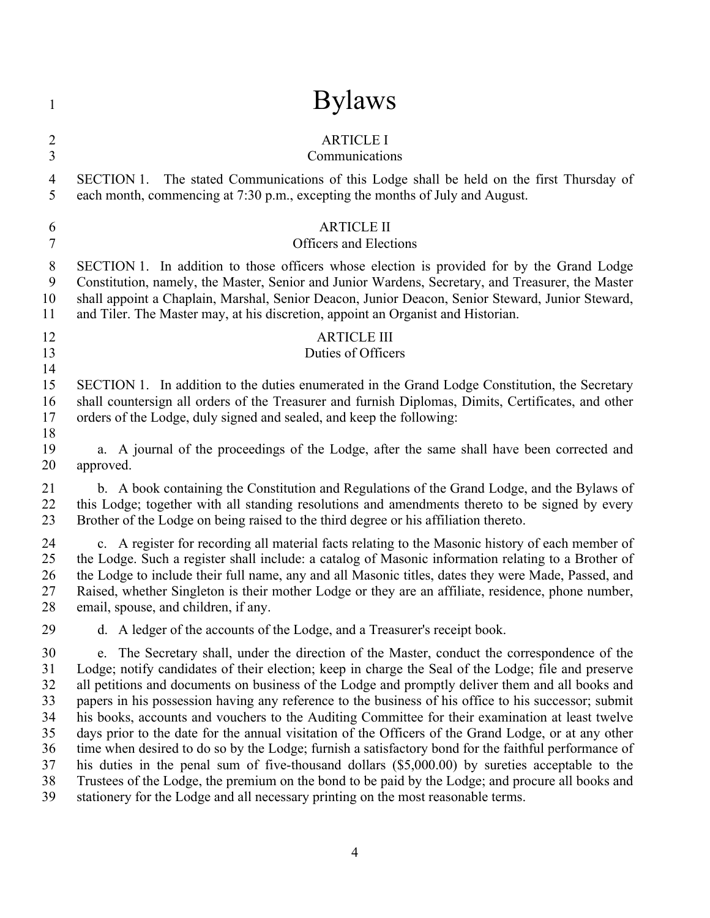# Bylaws

## ARTICLE I
### Communications

SECTION 1. The stated Communications of this Lodge shall be held on the first Thursday of each month, commencing at 7:30 p.m., excepting the months of July and August.

## ARTICLE II
### Officers and Elections

SECTION 1. In addition to those officers whose election is provided for by the Grand Lodge Constitution, namely, the Master, Senior and Junior Wardens, Secretary, and Treasurer, the Master shall appoint a Chaplain, Marshal, Senior Deacon, Junior Deacon, Senior Steward, Junior Steward, and Tiler. The Master may, at his discretion, appoint an Organist and Historian.

## ARTICLE III
### Duties of Officers

SECTION 1. In addition to the duties enumerated in the Grand Lodge Constitution, the Secretary shall countersign all orders of the Treasurer and furnish Diplomas, Dimits, Certificates, and other orders of the Lodge, duly signed and sealed, and keep the following:

a. A journal of the proceedings of the Lodge, after the same shall have been corrected and approved.

b. A book containing the Constitution and Regulations of the Grand Lodge, and the Bylaws of this Lodge; together with all standing resolutions and amendments thereto to be signed by every Brother of the Lodge on being raised to the third degree or his affiliation thereto.

c. A register for recording all material facts relating to the Masonic history of each member of the Lodge. Such a register shall include: a catalog of Masonic information relating to a Brother of the Lodge to include their full name, any and all Masonic titles, dates they were Made, Passed, and Raised, whether Singleton is their mother Lodge or they are an affiliate, residence, phone number, email, spouse, and children, if any.

d. A ledger of the accounts of the Lodge, and a Treasurer's receipt book.

e. The Secretary shall, under the direction of the Master, conduct the correspondence of the Lodge; notify candidates of their election; keep in charge the Seal of the Lodge; file and preserve all petitions and documents on business of the Lodge and promptly deliver them and all books and papers in his possession having any reference to the business of his office to his successor; submit his books, accounts and vouchers to the Auditing Committee for their examination at least twelve days prior to the date for the annual visitation of the Officers of the Grand Lodge, or at any other time when desired to do so by the Lodge; furnish a satisfactory bond for the faithful performance of his duties in the penal sum of five-thousand dollars ($5,000.00) by sureties acceptable to the Trustees of the Lodge, the premium on the bond to be paid by the Lodge; and procure all books and stationery for the Lodge and all necessary printing on the most reasonable terms.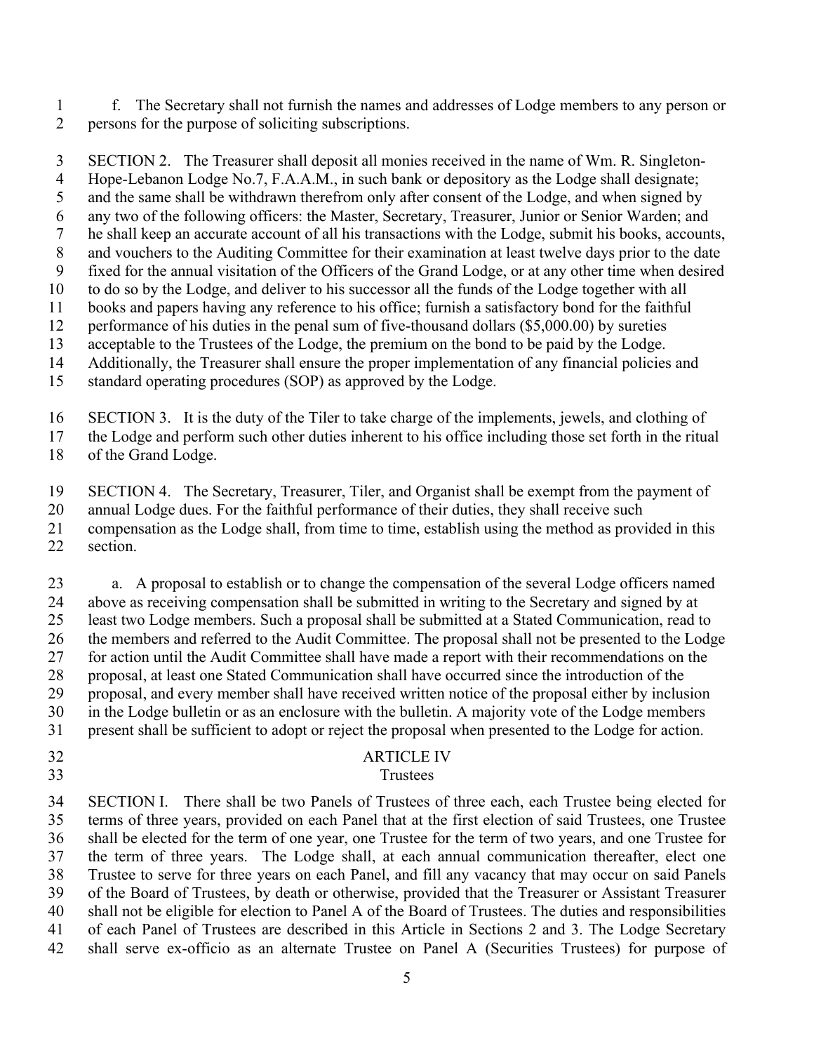f. The Secretary shall not furnish the names and addresses of Lodge members to any person or persons for the purpose of soliciting subscriptions.

SECTION 2. The Treasurer shall deposit all monies received in the name of Wm. R. Singleton-Hope-Lebanon Lodge No.7, F.A.A.M., in such bank or depository as the Lodge shall designate; and the same shall be withdrawn therefrom only after consent of the Lodge, and when signed by any two of the following officers: the Master, Secretary, Treasurer, Junior or Senior Warden; and he shall keep an accurate account of all his transactions with the Lodge, submit his books, accounts, and vouchers to the Auditing Committee for their examination at least twelve days prior to the date fixed for the annual visitation of the Officers of the Grand Lodge, or at any other time when desired to do so by the Lodge, and deliver to his successor all the funds of the Lodge together with all books and papers having any reference to his office; furnish a satisfactory bond for the faithful performance of his duties in the penal sum of five-thousand dollars ($5,000.00) by sureties acceptable to the Trustees of the Lodge, the premium on the bond to be paid by the Lodge. Additionally, the Treasurer shall ensure the proper implementation of any financial policies and standard operating procedures (SOP) as approved by the Lodge.

SECTION 3. It is the duty of the Tiler to take charge of the implements, jewels, and clothing of the Lodge and perform such other duties inherent to his office including those set forth in the ritual of the Grand Lodge.

SECTION 4. The Secretary, Treasurer, Tiler, and Organist shall be exempt from the payment of annual Lodge dues. For the faithful performance of their duties, they shall receive such compensation as the Lodge shall, from time to time, establish using the method as provided in this section.

a. A proposal to establish or to change the compensation of the several Lodge officers named above as receiving compensation shall be submitted in writing to the Secretary and signed by at least two Lodge members. Such a proposal shall be submitted at a Stated Communication, read to the members and referred to the Audit Committee. The proposal shall not be presented to the Lodge for action until the Audit Committee shall have made a report with their recommendations on the proposal, at least one Stated Communication shall have occurred since the introduction of the proposal, and every member shall have received written notice of the proposal either by inclusion in the Lodge bulletin or as an enclosure with the bulletin. A majority vote of the Lodge members present shall be sufficient to adopt or reject the proposal when presented to the Lodge for action.

## ARTICLE IV
## Trustees

SECTION I. There shall be two Panels of Trustees of three each, each Trustee being elected for terms of three years, provided on each Panel that at the first election of said Trustees, one Trustee shall be elected for the term of one year, one Trustee for the term of two years, and one Trustee for the term of three years. The Lodge shall, at each annual communication thereafter, elect one Trustee to serve for three years on each Panel, and fill any vacancy that may occur on said Panels of the Board of Trustees, by death or otherwise, provided that the Treasurer or Assistant Treasurer shall not be eligible for election to Panel A of the Board of Trustees. The duties and responsibilities of each Panel of Trustees are described in this Article in Sections 2 and 3. The Lodge Secretary shall serve ex-officio as an alternate Trustee on Panel A (Securities Trustees) for purpose of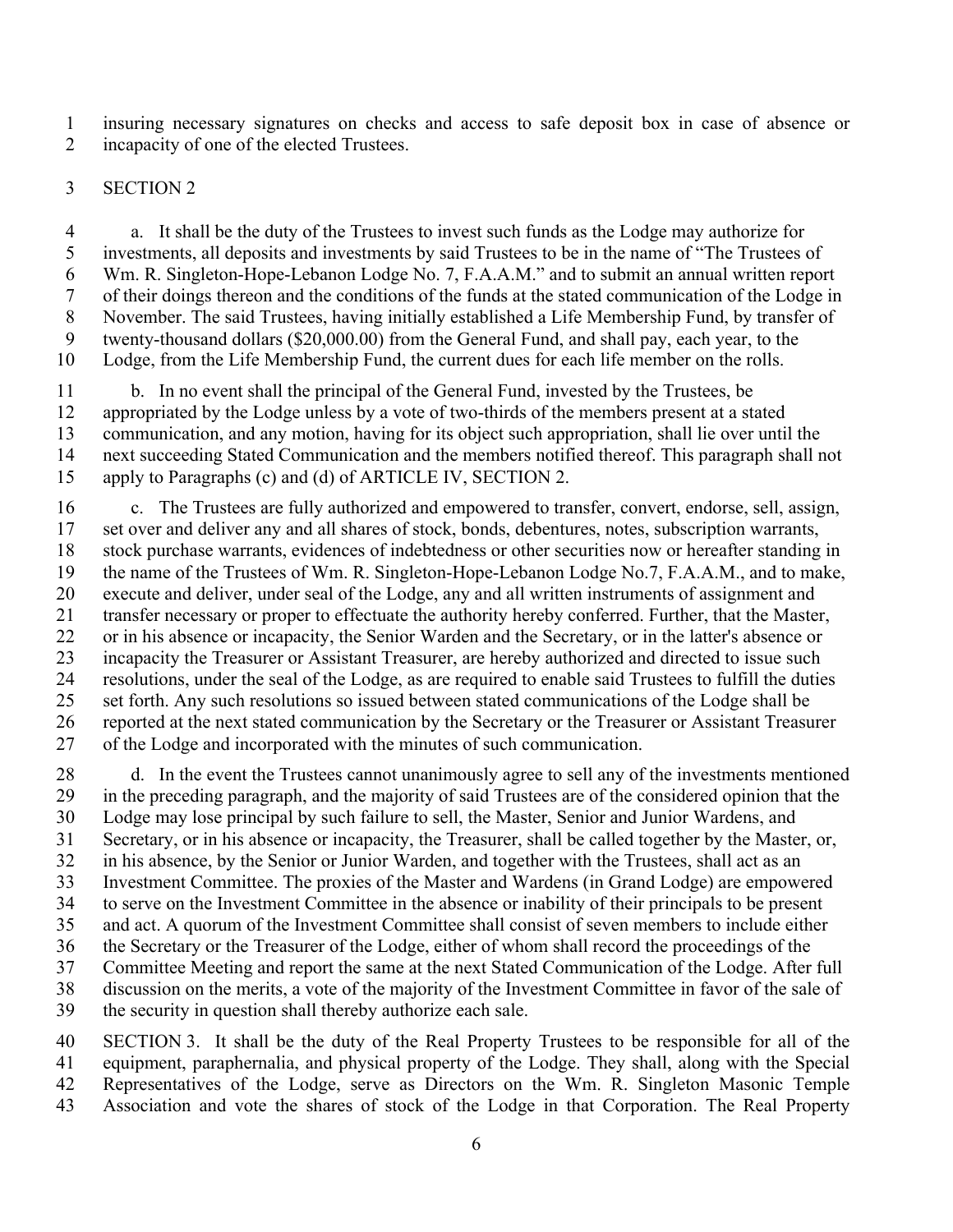insuring necessary signatures on checks and access to safe deposit box in case of absence or incapacity of one of the elected Trustees.

SECTION 2

a. It shall be the duty of the Trustees to invest such funds as the Lodge may authorize for investments, all deposits and investments by said Trustees to be in the name of "The Trustees of Wm. R. Singleton-Hope-Lebanon Lodge No. 7, F.A.A.M." and to submit an annual written report of their doings thereon and the conditions of the funds at the stated communication of the Lodge in November. The said Trustees, having initially established a Life Membership Fund, by transfer of twenty-thousand dollars ($20,000.00) from the General Fund, and shall pay, each year, to the Lodge, from the Life Membership Fund, the current dues for each life member on the rolls.

b. In no event shall the principal of the General Fund, invested by the Trustees, be appropriated by the Lodge unless by a vote of two-thirds of the members present at a stated communication, and any motion, having for its object such appropriation, shall lie over until the next succeeding Stated Communication and the members notified thereof. This paragraph shall not apply to Paragraphs (c) and (d) of ARTICLE IV, SECTION 2.

c. The Trustees are fully authorized and empowered to transfer, convert, endorse, sell, assign, set over and deliver any and all shares of stock, bonds, debentures, notes, subscription warrants, stock purchase warrants, evidences of indebtedness or other securities now or hereafter standing in the name of the Trustees of Wm. R. Singleton-Hope-Lebanon Lodge No.7, F.A.A.M., and to make, execute and deliver, under seal of the Lodge, any and all written instruments of assignment and transfer necessary or proper to effectuate the authority hereby conferred. Further, that the Master, or in his absence or incapacity, the Senior Warden and the Secretary, or in the latter's absence or incapacity the Treasurer or Assistant Treasurer, are hereby authorized and directed to issue such resolutions, under the seal of the Lodge, as are required to enable said Trustees to fulfill the duties set forth. Any such resolutions so issued between stated communications of the Lodge shall be reported at the next stated communication by the Secretary or the Treasurer or Assistant Treasurer of the Lodge and incorporated with the minutes of such communication.

d. In the event the Trustees cannot unanimously agree to sell any of the investments mentioned in the preceding paragraph, and the majority of said Trustees are of the considered opinion that the Lodge may lose principal by such failure to sell, the Master, Senior and Junior Wardens, and Secretary, or in his absence or incapacity, the Treasurer, shall be called together by the Master, or, in his absence, by the Senior or Junior Warden, and together with the Trustees, shall act as an Investment Committee. The proxies of the Master and Wardens (in Grand Lodge) are empowered to serve on the Investment Committee in the absence or inability of their principals to be present and act. A quorum of the Investment Committee shall consist of seven members to include either the Secretary or the Treasurer of the Lodge, either of whom shall record the proceedings of the Committee Meeting and report the same at the next Stated Communication of the Lodge. After full discussion on the merits, a vote of the majority of the Investment Committee in favor of the sale of the security in question shall thereby authorize each sale.

SECTION 3. It shall be the duty of the Real Property Trustees to be responsible for all of the equipment, paraphernalia, and physical property of the Lodge. They shall, along with the Special Representatives of the Lodge, serve as Directors on the Wm. R. Singleton Masonic Temple Association and vote the shares of stock of the Lodge in that Corporation. The Real Property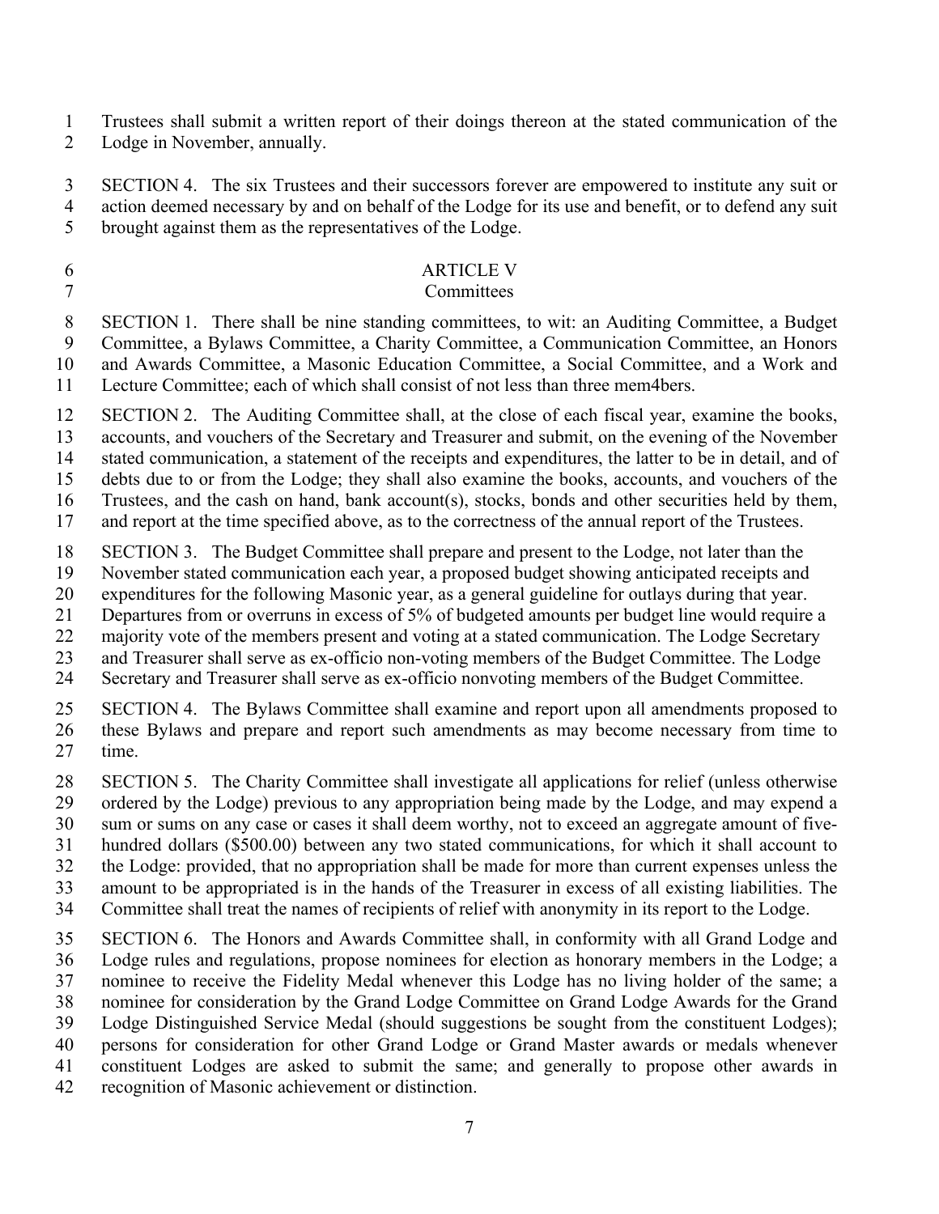Trustees shall submit a written report of their doings thereon at the stated communication of the Lodge in November, annually.

SECTION 4. The six Trustees and their successors forever are empowered to institute any suit or action deemed necessary by and on behalf of the Lodge for its use and benefit, or to defend any suit brought against them as the representatives of the Lodge.

## ARTICLE V
## Committees

SECTION 1. There shall be nine standing committees, to wit: an Auditing Committee, a Budget Committee, a Bylaws Committee, a Charity Committee, a Communication Committee, an Honors and Awards Committee, a Masonic Education Committee, a Social Committee, and a Work and Lecture Committee; each of which shall consist of not less than three mem4bers.

SECTION 2. The Auditing Committee shall, at the close of each fiscal year, examine the books, accounts, and vouchers of the Secretary and Treasurer and submit, on the evening of the November stated communication, a statement of the receipts and expenditures, the latter to be in detail, and of debts due to or from the Lodge; they shall also examine the books, accounts, and vouchers of the Trustees, and the cash on hand, bank account(s), stocks, bonds and other securities held by them, and report at the time specified above, as to the correctness of the annual report of the Trustees.

SECTION 3. The Budget Committee shall prepare and present to the Lodge, not later than the November stated communication each year, a proposed budget showing anticipated receipts and expenditures for the following Masonic year, as a general guideline for outlays during that year. Departures from or overruns in excess of 5% of budgeted amounts per budget line would require a majority vote of the members present and voting at a stated communication. The Lodge Secretary and Treasurer shall serve as ex-officio non-voting members of the Budget Committee. The Lodge Secretary and Treasurer shall serve as ex-officio nonvoting members of the Budget Committee.

SECTION 4. The Bylaws Committee shall examine and report upon all amendments proposed to these Bylaws and prepare and report such amendments as may become necessary from time to time.

SECTION 5. The Charity Committee shall investigate all applications for relief (unless otherwise ordered by the Lodge) previous to any appropriation being made by the Lodge, and may expend a sum or sums on any case or cases it shall deem worthy, not to exceed an aggregate amount of five-hundred dollars ($500.00) between any two stated communications, for which it shall account to the Lodge: provided, that no appropriation shall be made for more than current expenses unless the amount to be appropriated is in the hands of the Treasurer in excess of all existing liabilities. The Committee shall treat the names of recipients of relief with anonymity in its report to the Lodge.

SECTION 6. The Honors and Awards Committee shall, in conformity with all Grand Lodge and Lodge rules and regulations, propose nominees for election as honorary members in the Lodge; a nominee to receive the Fidelity Medal whenever this Lodge has no living holder of the same; a nominee for consideration by the Grand Lodge Committee on Grand Lodge Awards for the Grand Lodge Distinguished Service Medal (should suggestions be sought from the constituent Lodges); persons for consideration for other Grand Lodge or Grand Master awards or medals whenever constituent Lodges are asked to submit the same; and generally to propose other awards in recognition of Masonic achievement or distinction.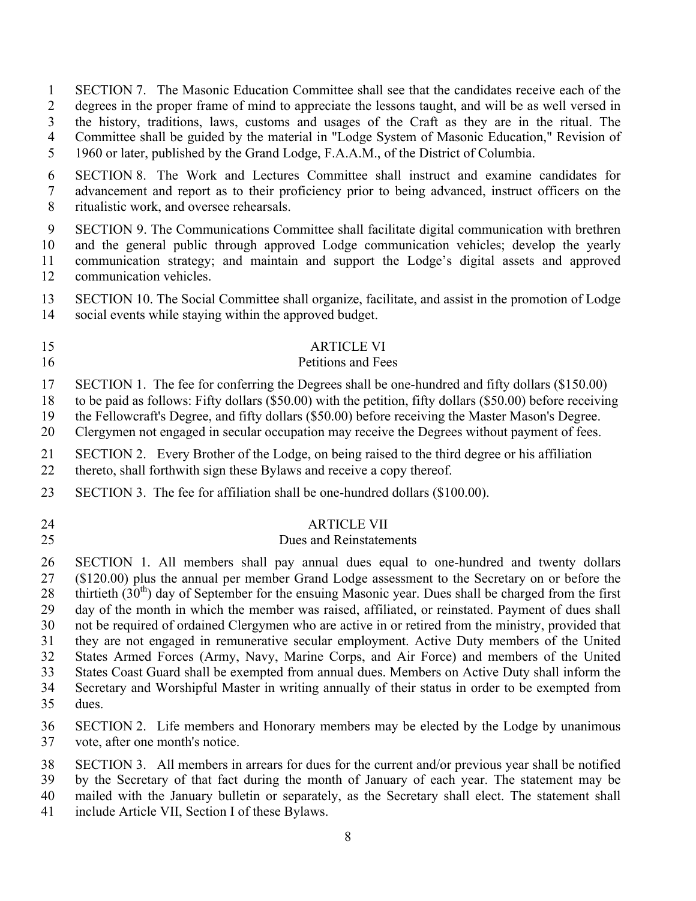SECTION 7. The Masonic Education Committee shall see that the candidates receive each of the degrees in the proper frame of mind to appreciate the lessons taught, and will be as well versed in the history, traditions, laws, customs and usages of the Craft as they are in the ritual. The Committee shall be guided by the material in "Lodge System of Masonic Education," Revision of 1960 or later, published by the Grand Lodge, F.A.A.M., of the District of Columbia.

SECTION 8. The Work and Lectures Committee shall instruct and examine candidates for advancement and report as to their proficiency prior to being advanced, instruct officers on the ritualistic work, and oversee rehearsals.

SECTION 9. The Communications Committee shall facilitate digital communication with brethren and the general public through approved Lodge communication vehicles; develop the yearly communication strategy; and maintain and support the Lodge's digital assets and approved communication vehicles.

SECTION 10. The Social Committee shall organize, facilitate, and assist in the promotion of Lodge social events while staying within the approved budget.

## ARTICLE VI
### Petitions and Fees

SECTION 1. The fee for conferring the Degrees shall be one-hundred and fifty dollars ($150.00) to be paid as follows: Fifty dollars ($50.00) with the petition, fifty dollars ($50.00) before receiving the Fellowcraft's Degree, and fifty dollars ($50.00) before receiving the Master Mason's Degree. Clergymen not engaged in secular occupation may receive the Degrees without payment of fees.

SECTION 2. Every Brother of the Lodge, on being raised to the third degree or his affiliation thereto, shall forthwith sign these Bylaws and receive a copy thereof.

SECTION 3. The fee for affiliation shall be one-hundred dollars ($100.00).

## ARTICLE VII
### Dues and Reinstatements

SECTION 1. All members shall pay annual dues equal to one-hundred and twenty dollars ($120.00) plus the annual per member Grand Lodge assessment to the Secretary on or before the thirtieth (30th) day of September for the ensuing Masonic year. Dues shall be charged from the first day of the month in which the member was raised, affiliated, or reinstated. Payment of dues shall not be required of ordained Clergymen who are active in or retired from the ministry, provided that they are not engaged in remunerative secular employment. Active Duty members of the United States Armed Forces (Army, Navy, Marine Corps, and Air Force) and members of the United States Coast Guard shall be exempted from annual dues. Members on Active Duty shall inform the Secretary and Worshipful Master in writing annually of their status in order to be exempted from dues.

SECTION 2. Life members and Honorary members may be elected by the Lodge by unanimous vote, after one month's notice.

SECTION 3. All members in arrears for dues for the current and/or previous year shall be notified by the Secretary of that fact during the month of January of each year. The statement may be mailed with the January bulletin or separately, as the Secretary shall elect. The statement shall include Article VII, Section I of these Bylaws.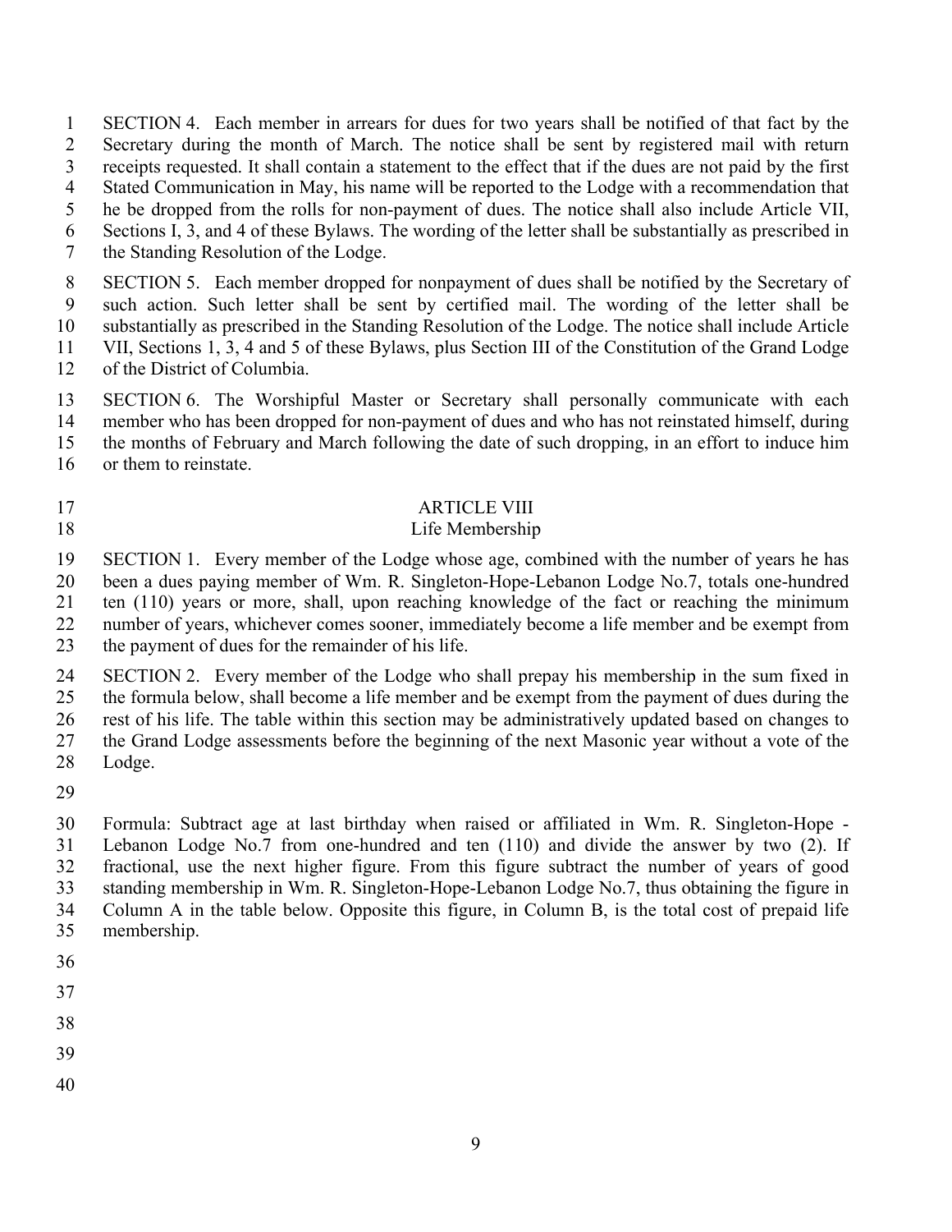SECTION 4. Each member in arrears for dues for two years shall be notified of that fact by the Secretary during the month of March. The notice shall be sent by registered mail with return receipts requested. It shall contain a statement to the effect that if the dues are not paid by the first Stated Communication in May, his name will be reported to the Lodge with a recommendation that he be dropped from the rolls for non-payment of dues. The notice shall also include Article VII, Sections I, 3, and 4 of these Bylaws. The wording of the letter shall be substantially as prescribed in the Standing Resolution of the Lodge.

SECTION 5. Each member dropped for nonpayment of dues shall be notified by the Secretary of such action. Such letter shall be sent by certified mail. The wording of the letter shall be substantially as prescribed in the Standing Resolution of the Lodge. The notice shall include Article VII, Sections 1, 3, 4 and 5 of these Bylaws, plus Section III of the Constitution of the Grand Lodge of the District of Columbia.

SECTION 6. The Worshipful Master or Secretary shall personally communicate with each member who has been dropped for non-payment of dues and who has not reinstated himself, during the months of February and March following the date of such dropping, in an effort to induce him or them to reinstate.

## ARTICLE VIII
### Life Membership

SECTION 1. Every member of the Lodge whose age, combined with the number of years he has been a dues paying member of Wm. R. Singleton-Hope-Lebanon Lodge No.7, totals one-hundred ten (110) years or more, shall, upon reaching knowledge of the fact or reaching the minimum number of years, whichever comes sooner, immediately become a life member and be exempt from the payment of dues for the remainder of his life.

SECTION 2. Every member of the Lodge who shall prepay his membership in the sum fixed in the formula below, shall become a life member and be exempt from the payment of dues during the rest of his life. The table within this section may be administratively updated based on changes to the Grand Lodge assessments before the beginning of the next Masonic year without a vote of the Lodge.

Formula: Subtract age at last birthday when raised or affiliated in Wm. R. Singleton-Hope - Lebanon Lodge No.7 from one-hundred and ten (110) and divide the answer by two (2). If fractional, use the next higher figure. From this figure subtract the number of years of good standing membership in Wm. R. Singleton-Hope-Lebanon Lodge No.7, thus obtaining the figure in Column A in the table below. Opposite this figure, in Column B, is the total cost of prepaid life membership.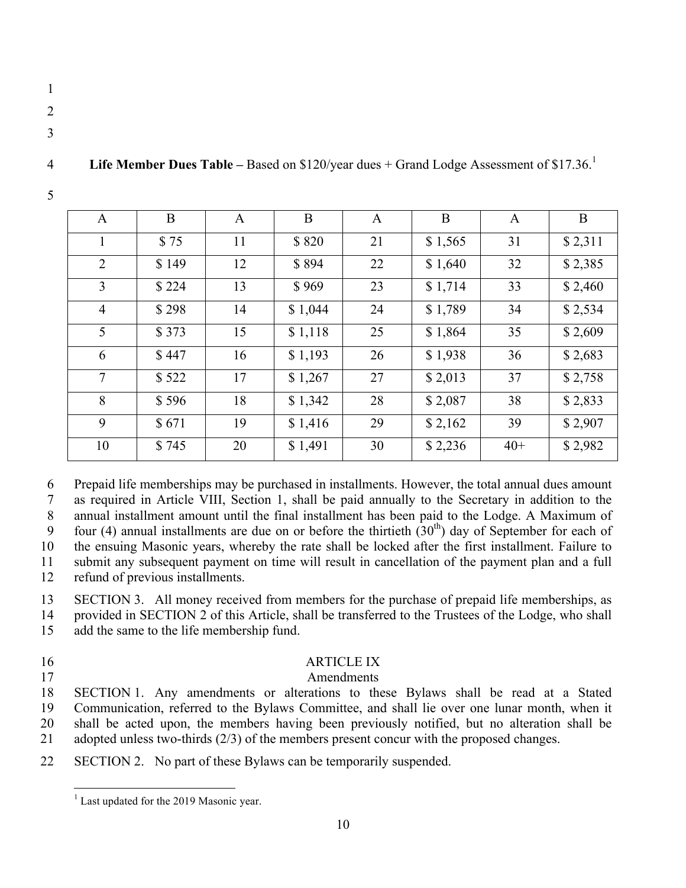**Life Member Dues Table –** Based on $120/year dues + Grand Lodge Assessment of $17.36.[1]

| A | B | A | B | A | B | A | B |
|---|---|---|---|---|---|---|---|
| 1 | $ 75 | 11 | $ 820 | 21 | $ 1,565 | 31 | $ 2,311 |
| 2 | $ 149 | 12 | $ 894 | 22 | $ 1,640 | 32 | $ 2,385 |
| 3 | $ 224 | 13 | $ 969 | 23 | $ 1,714 | 33 | $ 2,460 |
| 4 | $ 298 | 14 | $ 1,044 | 24 | $ 1,789 | 34 | $ 2,534 |
| 5 | $ 373 | 15 | $ 1,118 | 25 | $ 1,864 | 35 | $ 2,609 |
| 6 | $ 447 | 16 | $ 1,193 | 26 | $ 1,938 | 36 | $ 2,683 |
| 7 | $ 522 | 17 | $ 1,267 | 27 | $ 2,013 | 37 | $ 2,758 |
| 8 | $ 596 | 18 | $ 1,342 | 28 | $ 2,087 | 38 | $ 2,833 |
| 9 | $ 671 | 19 | $ 1,416 | 29 | $ 2,162 | 39 | $ 2,907 |
| 10 | $ 745 | 20 | $ 1,491 | 30 | $ 2,236 | 40+ | $ 2,982 |

Prepaid life memberships may be purchased in installments. However, the total annual dues amount as required in Article VIII, Section 1, shall be paid annually to the Secretary in addition to the annual installment amount until the final installment has been paid to the Lodge. A Maximum of four (4) annual installments are due on or before the thirtieth (30th) day of September for each of the ensuing Masonic years, whereby the rate shall be locked after the first installment. Failure to submit any subsequent payment on time will result in cancellation of the payment plan and a full refund of previous installments.

SECTION 3. All money received from members for the purchase of prepaid life memberships, as provided in SECTION 2 of this Article, shall be transferred to the Trustees of the Lodge, who shall add the same to the life membership fund.

## ARTICLE IX
## Amendments

SECTION 1. Any amendments or alterations to these Bylaws shall be read at a Stated Communication, referred to the Bylaws Committee, and shall lie over one lunar month, when it shall be acted upon, the members having been previously notified, but no alteration shall be adopted unless two-thirds (2/3) of the members present concur with the proposed changes.

SECTION 2. No part of these Bylaws can be temporarily suspended.

[1] Last updated for the 2019 Masonic year.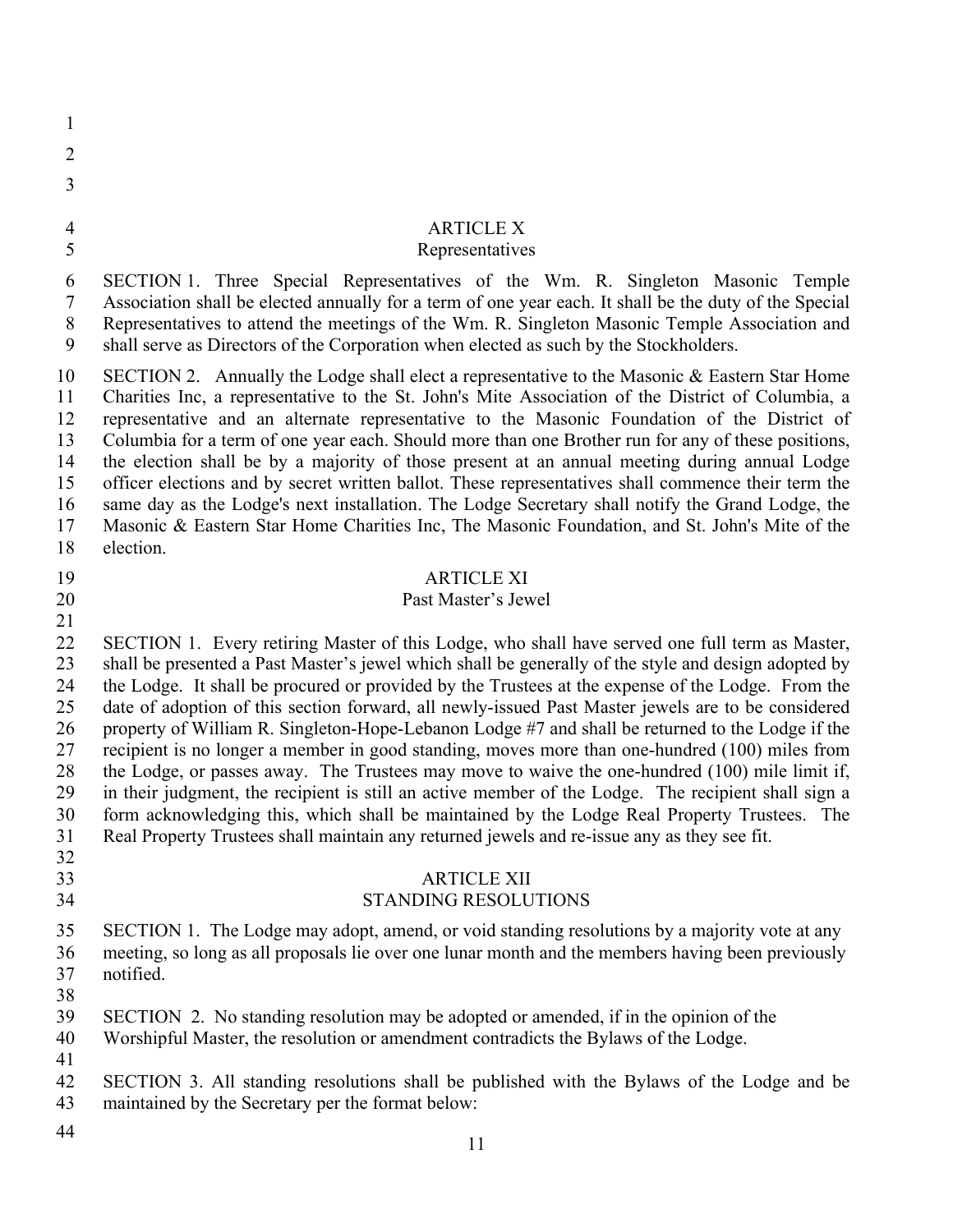## ARTICLE X
### Representatives

SECTION 1. Three Special Representatives of the Wm. R. Singleton Masonic Temple Association shall be elected annually for a term of one year each. It shall be the duty of the Special Representatives to attend the meetings of the Wm. R. Singleton Masonic Temple Association and shall serve as Directors of the Corporation when elected as such by the Stockholders.

SECTION 2. Annually the Lodge shall elect a representative to the Masonic & Eastern Star Home Charities Inc, a representative to the St. John's Mite Association of the District of Columbia, a representative and an alternate representative to the Masonic Foundation of the District of Columbia for a term of one year each. Should more than one Brother run for any of these positions, the election shall be by a majority of those present at an annual meeting during annual Lodge officer elections and by secret written ballot. These representatives shall commence their term the same day as the Lodge's next installation. The Lodge Secretary shall notify the Grand Lodge, the Masonic & Eastern Star Home Charities Inc, The Masonic Foundation, and St. John's Mite of the election.

## ARTICLE XI
### Past Master's Jewel

SECTION 1. Every retiring Master of this Lodge, who shall have served one full term as Master, shall be presented a Past Master's jewel which shall be generally of the style and design adopted by the Lodge. It shall be procured or provided by the Trustees at the expense of the Lodge. From the date of adoption of this section forward, all newly-issued Past Master jewels are to be considered property of William R. Singleton-Hope-Lebanon Lodge #7 and shall be returned to the Lodge if the recipient is no longer a member in good standing, moves more than one-hundred (100) miles from the Lodge, or passes away. The Trustees may move to waive the one-hundred (100) mile limit if, in their judgment, the recipient is still an active member of the Lodge. The recipient shall sign a form acknowledging this, which shall be maintained by the Lodge Real Property Trustees. The Real Property Trustees shall maintain any returned jewels and re-issue any as they see fit.

## ARTICLE XII
### STANDING RESOLUTIONS

SECTION 1. The Lodge may adopt, amend, or void standing resolutions by a majority vote at any meeting, so long as all proposals lie over one lunar month and the members having been previously notified.

SECTION 2. No standing resolution may be adopted or amended, if in the opinion of the Worshipful Master, the resolution or amendment contradicts the Bylaws of the Lodge.

SECTION 3. All standing resolutions shall be published with the Bylaws of the Lodge and be maintained by the Secretary per the format below: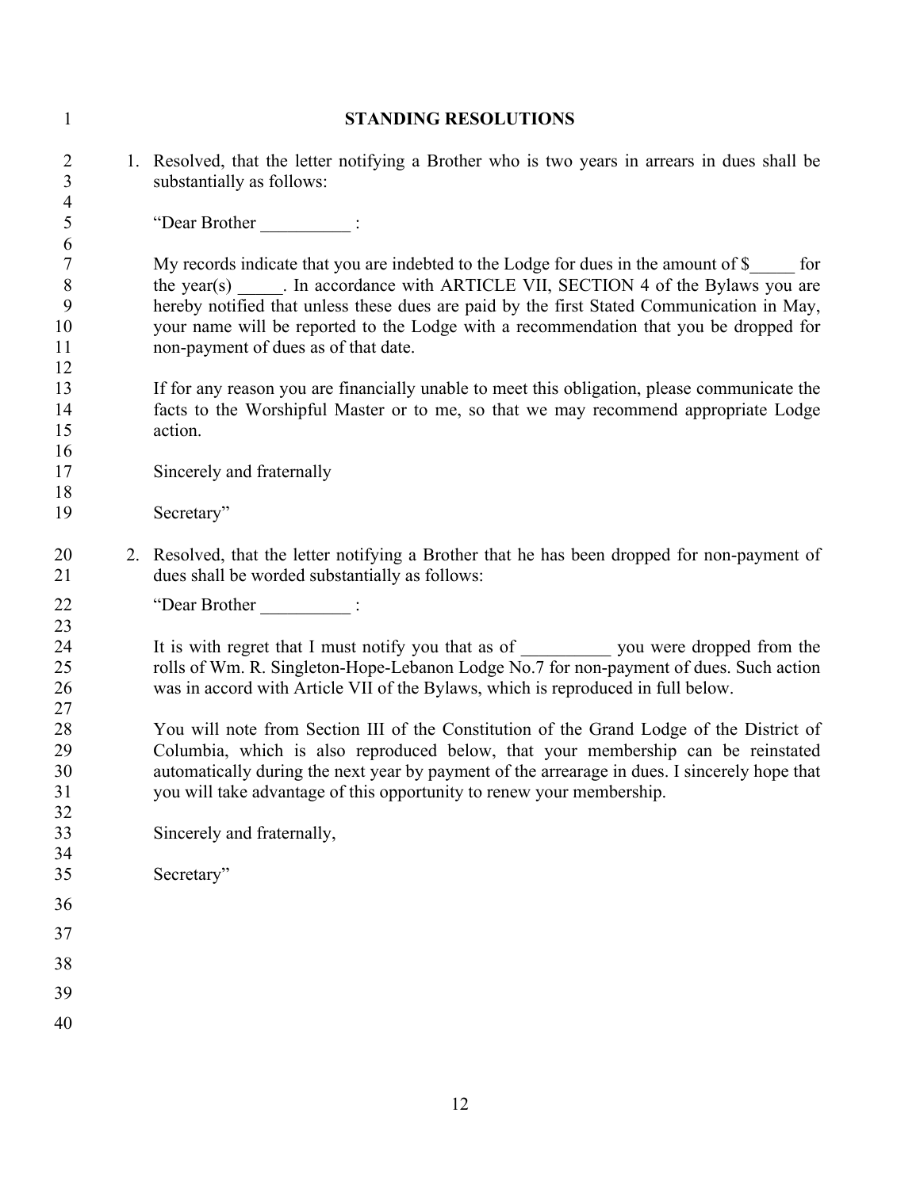## STANDING RESOLUTIONS

1. Resolved, that the letter notifying a Brother who is two years in arrears in dues shall be substantially as follows:

   "Dear Brother __________ :

   My records indicate that you are indebted to the Lodge for dues in the amount of $_____ for the year(s) _____. In accordance with ARTICLE VII, SECTION 4 of the Bylaws you are hereby notified that unless these dues are paid by the first Stated Communication in May, your name will be reported to the Lodge with a recommendation that you be dropped for non-payment of dues as of that date.

   If for any reason you are financially unable to meet this obligation, please communicate the facts to the Worshipful Master or to me, so that we may recommend appropriate Lodge action.

   Sincerely and fraternally

   Secretary"

2. Resolved, that the letter notifying a Brother that he has been dropped for non-payment of dues shall be worded substantially as follows:

   "Dear Brother __________ :

   It is with regret that I must notify you that as of __________ you were dropped from the rolls of Wm. R. Singleton-Hope-Lebanon Lodge No.7 for non-payment of dues. Such action was in accord with Article VII of the Bylaws, which is reproduced in full below.

   You will note from Section III of the Constitution of the Grand Lodge of the District of Columbia, which is also reproduced below, that your membership can be reinstated automatically during the next year by payment of the arrearage in dues. I sincerely hope that you will take advantage of this opportunity to renew your membership.

   Sincerely and fraternally,

   Secretary"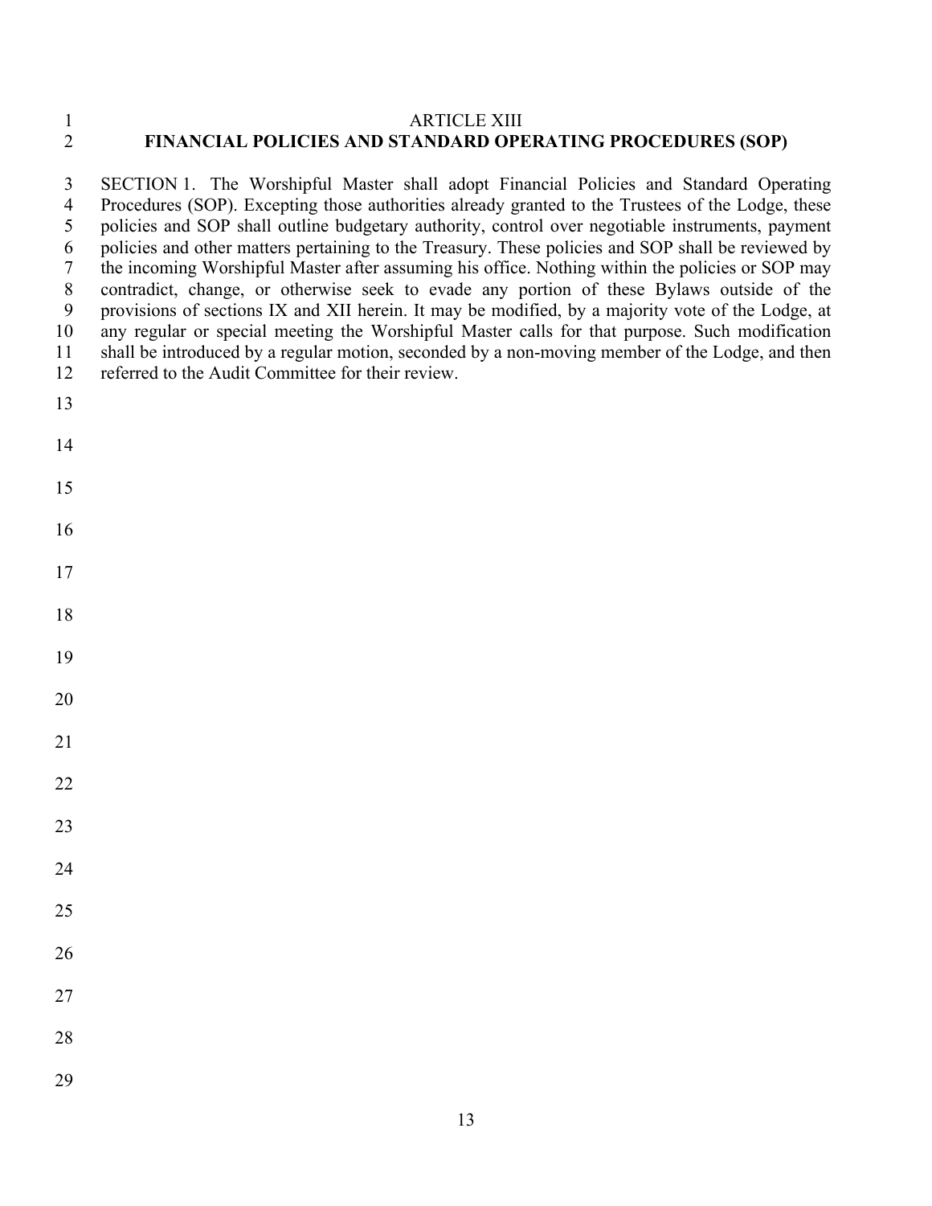# ARTICLE XIII

## FINANCIAL POLICIES AND STANDARD OPERATING PROCEDURES (SOP)

SECTION 1. The Worshipful Master shall adopt Financial Policies and Standard Operating Procedures (SOP). Excepting those authorities already granted to the Trustees of the Lodge, these policies and SOP shall outline budgetary authority, control over negotiable instruments, payment policies and other matters pertaining to the Treasury. These policies and SOP shall be reviewed by the incoming Worshipful Master after assuming his office. Nothing within the policies or SOP may contradict, change, or otherwise seek to evade any portion of these Bylaws outside of the provisions of sections IX and XII herein. It may be modified, by a majority vote of the Lodge, at any regular or special meeting the Worshipful Master calls for that purpose. Such modification shall be introduced by a regular motion, seconded by a non-moving member of the Lodge, and then referred to the Audit Committee for their review.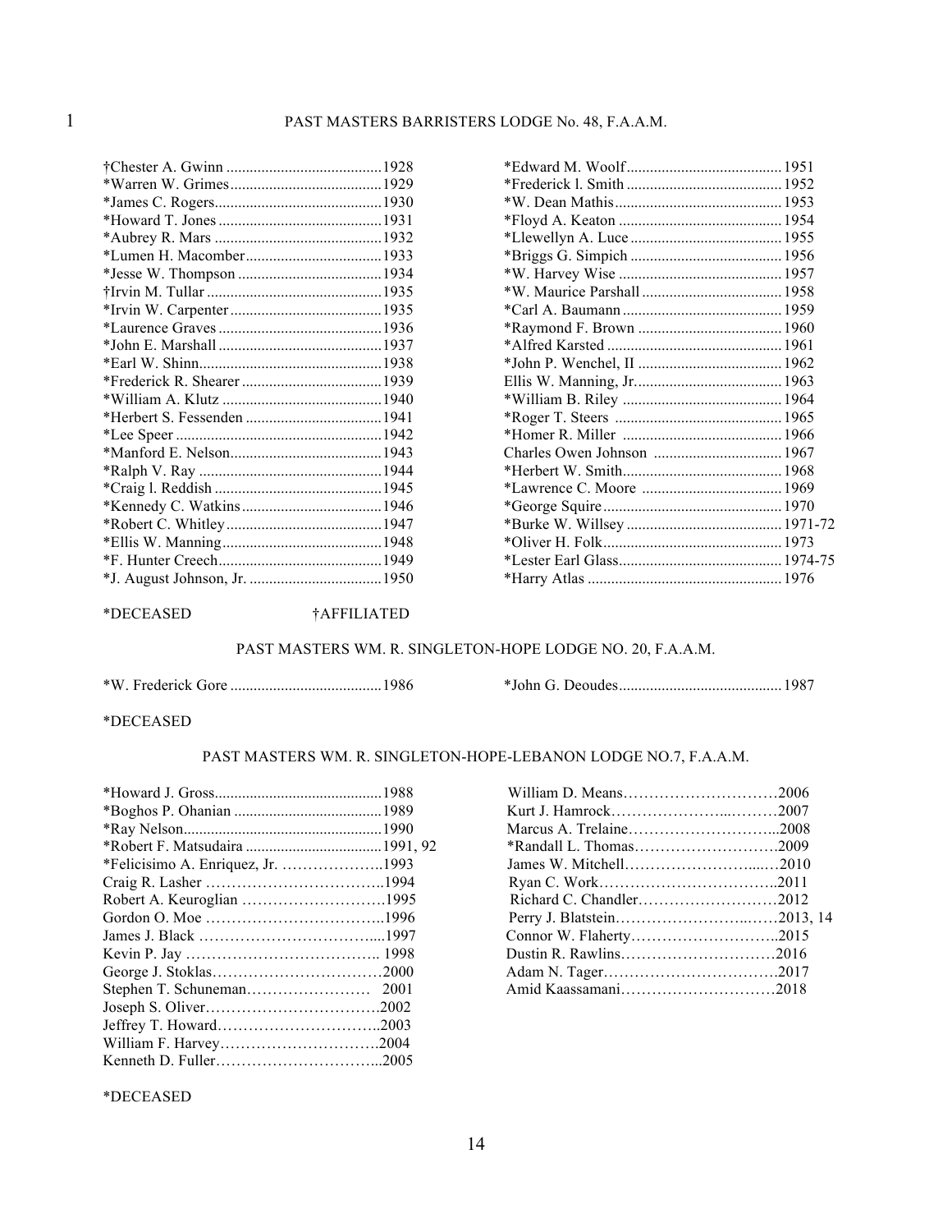## PAST MASTERS BARRISTERS LODGE No. 48, F.A.A.M.

†Chester A. Gwinn ........................................1928
*Warren W. Grimes.......................................1929
*James C. Rogers...........................................1930
*Howard T. Jones ..........................................1931
*Aubrey R. Mars ...........................................1932
*Lumen H. Macomber...................................1933
*Jesse W. Thompson .....................................1934
†Irvin M. Tullar .............................................1935
*Irvin W. Carpenter.......................................1935
*Laurence Graves ..........................................1936
*John E. Marshall ..........................................1937
*Earl W. Shinn...............................................1938
*Frederick R. Shearer ....................................1939
*William A. Klutz .........................................1940
*Herbert S. Fessenden ...................................1941
*Lee Speer .....................................................1942
*Manford E. Nelson.......................................1943
*Ralph V. Ray ...............................................1944
*Craig l. Reddish ...........................................1945
*Kennedy C. Watkins....................................1946
*Robert C. Whitley........................................1947
*Ellis W. Manning.........................................1948
*F. Hunter Creech..........................................1949
*J. August Johnson, Jr. ..................................1950
*Edward M. Woolf........................................1951
*Frederick l. Smith ........................................1952
*W. Dean Mathis...........................................1953
*Floyd A. Keaton ..........................................1954
*Llewellyn A. Luce .......................................1955
*Briggs G. Simpich .......................................1956
*W. Harvey Wise ..........................................1957
*W. Maurice Parshall ....................................1958
*Carl A. Baumann .........................................1959
*Raymond F. Brown .....................................1960
*Alfred Karsted .............................................1961
*John P. Wenchel, II .....................................1962
Ellis W. Manning, Jr......................................1963
*William B. Riley .........................................1964
*Roger T. Steers ...........................................1965
*Homer R. Miller .........................................1966
Charles Owen Johnson .................................1967
*Herbert W. Smith.........................................1968
*Lawrence C. Moore ....................................1969
*George Squire..............................................1970
*Burke W. Willsey ........................................1971-72
*Oliver H. Folk..............................................1973
*Lester Earl Glass..........................................1974-75
*Harry Atlas ..................................................1976

*DECEASED †AFFILIATED

## PAST MASTERS WM. R. SINGLETON-HOPE LODGE NO. 20, F.A.A.M.

*W. Frederick Gore .......................................1986
*John G. Deoudes..........................................1987

*DECEASED

## PAST MASTERS WM. R. SINGLETON-HOPE-LEBANON LODGE NO.7, F.A.A.M.

*Howard J. Gross...........................................1988
*Boghos P. Ohanian ......................................1989
*Ray Nelson...................................................1990
*Robert F. Matsudaira ...................................1991, 92
*Felicisimo A. Enriquez, Jr. ………………..1993
Craig R. Lasher ……………………………..1994
Robert A. Keuroglian ………………………..1995
Gordon O. Moe ……………………………..1996
James J. Black ……………………………....1997
Kevin P. Jay ……………………………….. 1998
George J. Stoklas……………………………2000
Stephen T. Schuneman…………………… 2001
Joseph S. Oliver…………………………….2002
Jeffrey T. Howard…………………………..2003
William F. Harvey………………………….2004
Kenneth D. Fuller…………………………...2005
William D. Means…………………………2006
Kurt J. Hamrock……………………..………2007
Marcus A. Trelaine………………………...2008
*Randall L. Thomas……………………….2009
James W. Mitchell……………………...…2010
Ryan C. Work……………………………...2011
Richard C. Chandler………………………2012
Perry J. Blatstein…………………..……2013, 14
Connor W. Flaherty………………………..2015
Dustin R. Rawlins…………………………2016
Adam N. Tager…………………………….2017
Amid Kaassamani…………………………2018

*DECEASED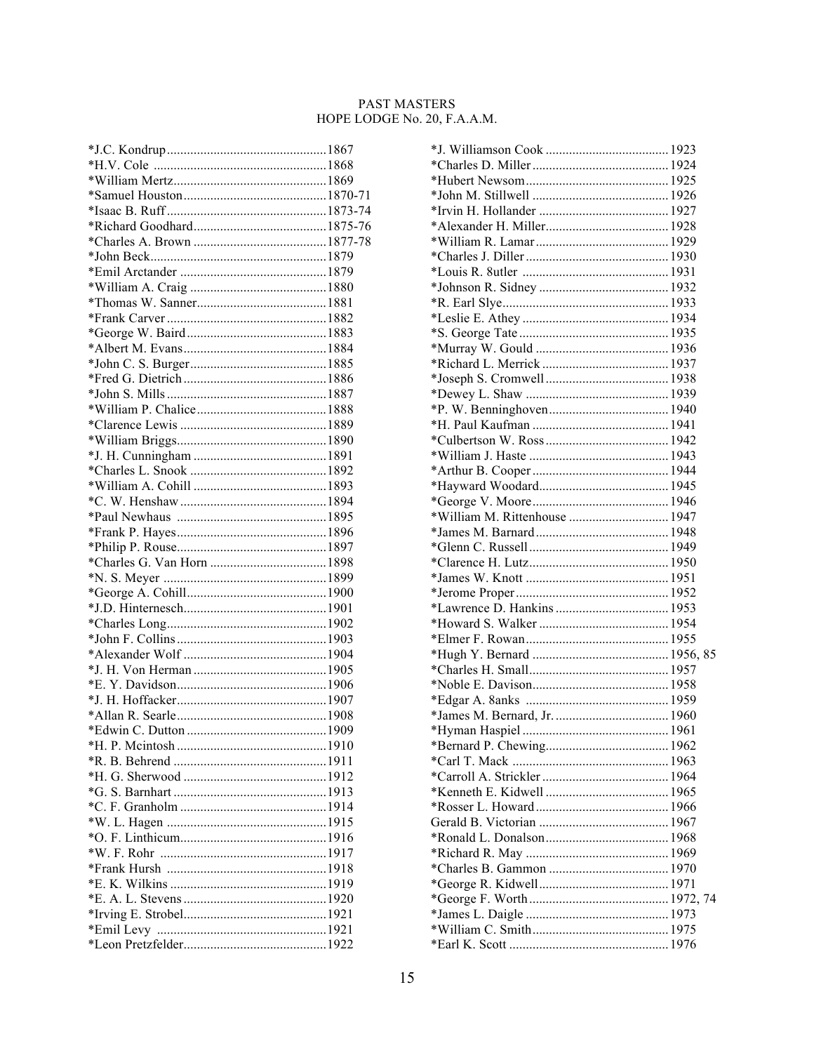# PAST MASTERS
## HOPE LODGE No. 20, F.A.A.M.

*J.C. Kondrup................................................1867
*H.V. Cole ....................................................1868
*William Mertz..............................................1869
*Samuel Houston...........................................1870-71
*Isaac B. Ruff................................................1873-74
*Richard Goodhard........................................1875-76
*Charles A. Brown ........................................1877-78
*John Beck.....................................................1879
*Emil Arctander ............................................1879
*William A. Craig .........................................1880
*Thomas W. Sanner.......................................1881
*Frank Carver ................................................1882
*George W. Baird..........................................1883
*Albert M. Evans...........................................1884
*John C. S. Burger.........................................1885
*Fred G. Dietrich...........................................1886
*John S. Mills ................................................1887
*William P. Chalice.......................................1888
*Clarence Lewis ............................................1889
*William Briggs.............................................1890
*J. H. Cunningham ........................................1891
*Charles L. Snook .........................................1892
*William A. Cohill ........................................1893
*C. W. Henshaw ............................................1894
*Paul Newhaus .............................................1895
*Frank P. Hayes.............................................1896
*Philip P. Rouse.............................................1897
*Charles G. Van Horn ...................................1898
*N. S. Meyer .................................................1899
*George A. Cohill..........................................1900
*J.D. Hinternesch...........................................1901
*Charles Long................................................1902
*John F. Collins .............................................1903
*Alexander Wolf ...........................................1904
*J. H. Von Herman ........................................1905
*E. Y. Davidson.............................................1906
*J. H. Hoffacker.............................................1907
*Allan R. Searle.............................................1908
*Edwin C. Dutton ..........................................1909
*H. P. Mcintosh .............................................1910
*R. B. Behrend ..............................................1911
*H. G. Sherwood ...........................................1912
*G. S. Barnhart ..............................................1913
*C. F. Granholm ............................................1914
*W. L. Hagen ................................................1915
*O. F. Linthicum............................................1916
*W. F. Rohr ..................................................1917
*Frank Hursh ................................................1918
*E. K. Wilkins ...............................................1919
*E. A. L. Stevens ...........................................1920
*Irving E. Strobel...........................................1921
*Emil Levy ...................................................1921
*Leon Pretzfelder...........................................1922
*J. Williamson Cook .....................................1923
*Charles D. Miller .........................................1924
*Hubert Newsom...........................................1925
*John M. Stillwell .........................................1926
*Irvin H. Hollander .......................................1927
*Alexander H. Miller.....................................1928
*William R. Lamar ........................................1929
*Charles J. Diller ...........................................1930
*Louis R. 8utler ............................................1931
*Johnson R. Sidney .......................................1932
*R. Earl Slye..................................................1933
*Leslie E. Athey ............................................1934
*S. George Tate .............................................1935
*Murray W. Gould ........................................1936
*Richard L. Merrick ......................................1937
*Joseph S. Cromwell .....................................1938
*Dewey L. Shaw ...........................................1939
*P. W. Benninghoven....................................1940
*H. Paul Kaufman .........................................1941
*Culbertson W. Ross .....................................1942
*William J. Haste ..........................................1943
*Arthur B. Cooper .........................................1944
*Hayward Woodard.......................................1945
*George V. Moore .........................................1946
*William M. Rittenhouse ..............................1947
*James M. Barnard ........................................1948
*Glenn C. Russell ..........................................1949
*Clarence H. Lutz..........................................1950
*James W. Knott ...........................................1951
*Jerome Proper ..............................................1952
*Lawrence D. Hankins ..................................1953
*Howard S. Walker .......................................1954
*Elmer F. Rowan ...........................................1955
*Hugh Y. Bernard .........................................1956, 85
*Charles H. Small..........................................1957
*Noble E. Davison.........................................1958
*Edgar A. 8anks ...........................................1959
*James M. Bernard, Jr. ..................................1960
*Hyman Haspiel ............................................1961
*Bernard P. Chewing.....................................1962
*Carl T. Mack ...............................................1963
*Carroll A. Strickler ......................................1964
*Kenneth E. Kidwell .....................................1965
*Rosser L. Howard ........................................1966
Gerald B. Victorian .......................................1967
*Ronald L. Donalson .....................................1968
*Richard R. May ...........................................1969
*Charles B. Gammon ....................................1970
*George R. Kidwell .......................................1971
*George F. Worth ..........................................1972, 74
*James L. Daigle ...........................................1973
*William C. Smith.........................................1975
*Earl K. Scott ................................................1976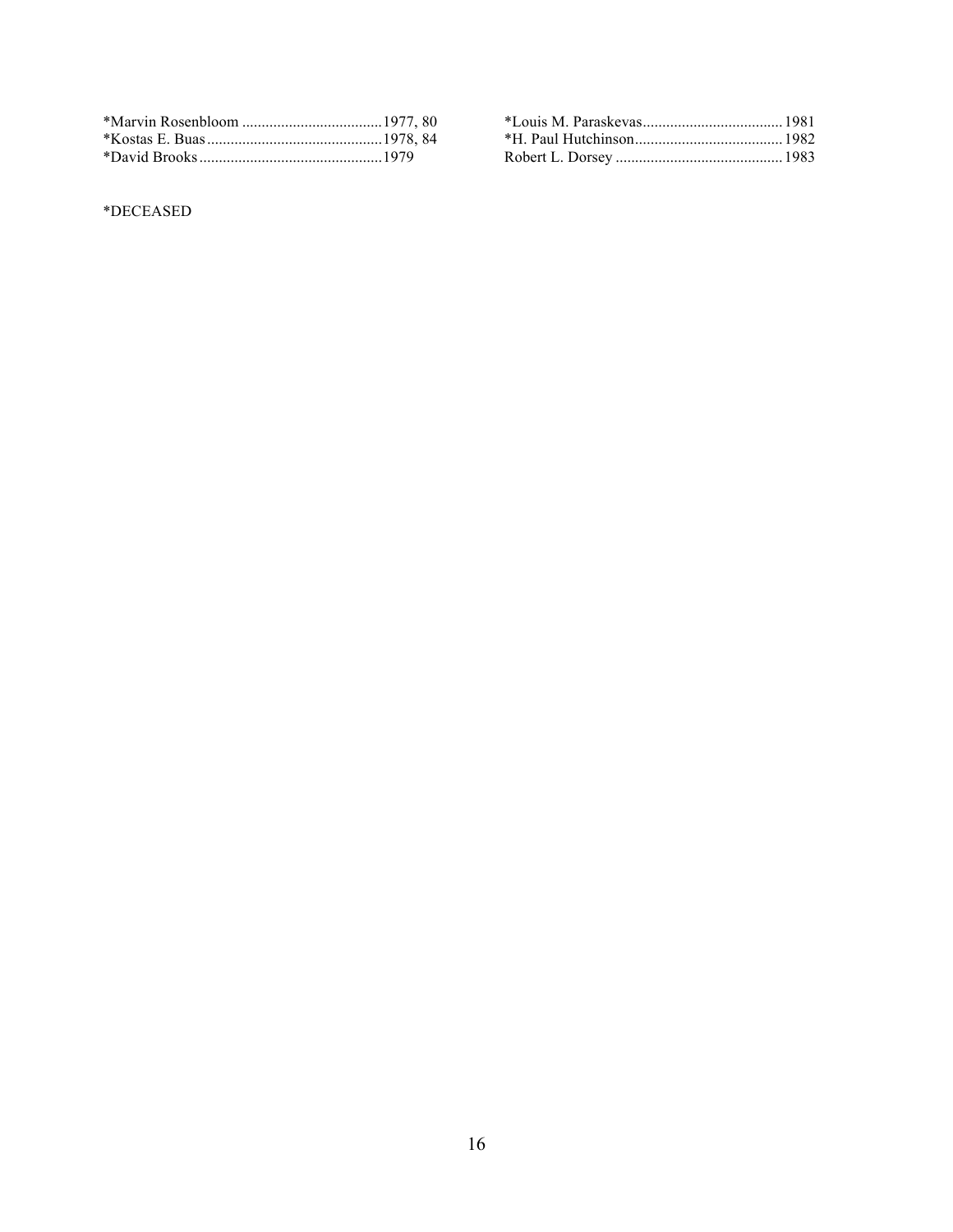*Marvin Rosenbloom ....................................1977, 80
*Kostas E. Buas .............................................1978, 84
*David Brooks ...............................................1979
*Louis M. Paraskevas....................................1981
*H. Paul Hutchinson......................................1982
Robert L. Dorsey ...........................................1983

*DECEASED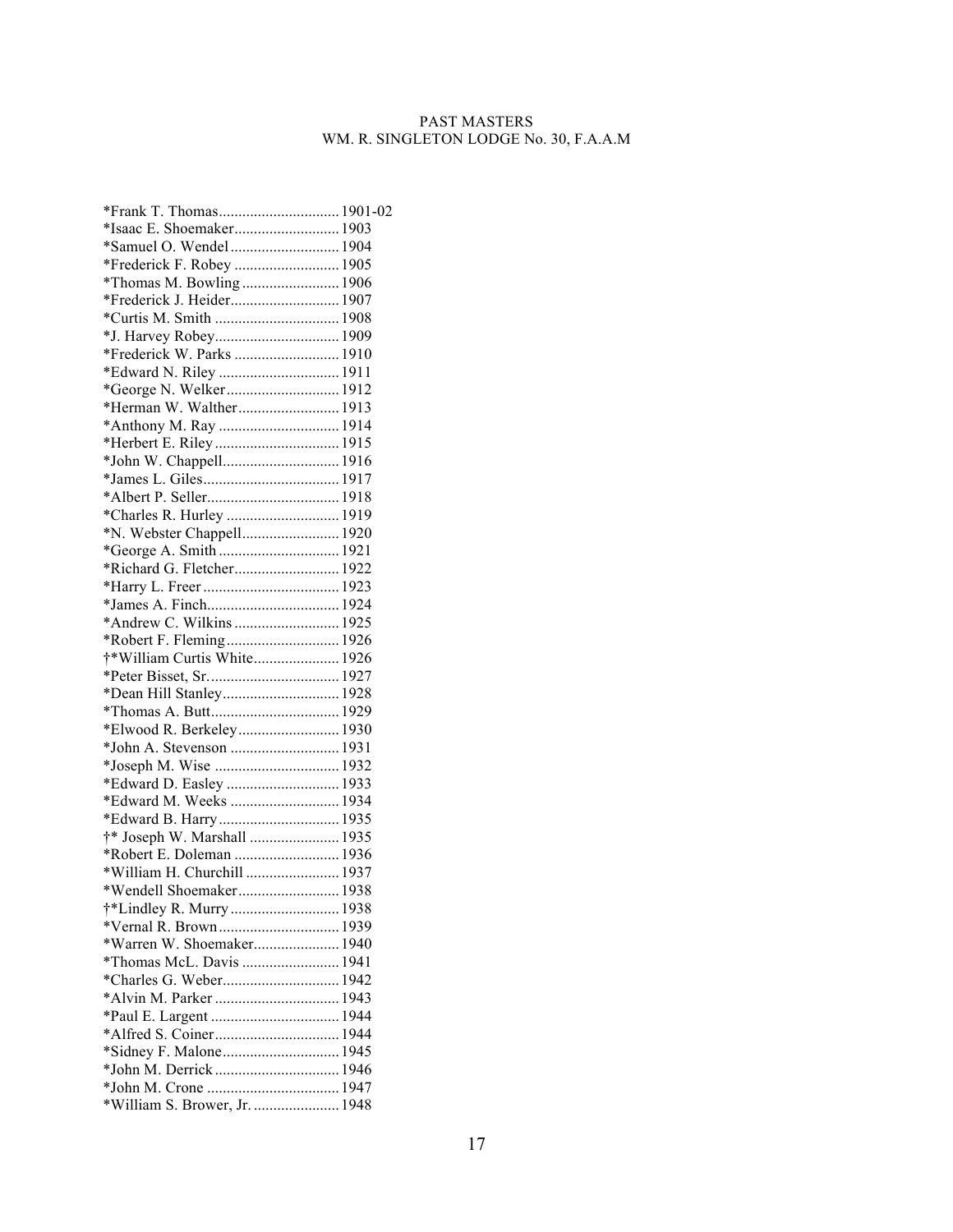# PAST MASTERS
## WM. R. SINGLETON LODGE No. 30, F.A.A.M

*Frank T. Thomas............................... 1901-02
*Isaac E. Shoemaker........................... 1903
*Samuel O. Wendel............................ 1904
*Frederick F. Robey ........................... 1905
*Thomas M. Bowling ......................... 1906
*Frederick J. Heider............................ 1907
*Curtis M. Smith ................................ 1908
*J. Harvey Robey................................ 1909
*Frederick W. Parks ........................... 1910
*Edward N. Riley ............................... 1911
*George N. Welker............................. 1912
*Herman W. Walther.......................... 1913
*Anthony M. Ray ............................... 1914
*Herbert E. Riley................................ 1915
*John W. Chappell.............................. 1916
*James L. Giles................................... 1917
*Albert P. Seller.................................. 1918
*Charles R. Hurley ............................. 1919
*N. Webster Chappell......................... 1920
*George A. Smith ............................... 1921
*Richard G. Fletcher........................... 1922
*Harry L. Freer ................................... 1923
*James A. Finch.................................. 1924
*Andrew C. Wilkins ........................... 1925
*Robert F. Fleming............................. 1926
†*William Curtis White...................... 1926
*Peter Bisset, Sr.................................. 1927
*Dean Hill Stanley.............................. 1928
*Thomas A. Butt................................. 1929
*Elwood R. Berkeley.......................... 1930
*John A. Stevenson ............................ 1931
*Joseph M. Wise ................................ 1932
*Edward D. Easley ............................. 1933
*Edward M. Weeks ............................ 1934
*Edward B. Harry............................... 1935
†* Joseph W. Marshall ....................... 1935
*Robert E. Doleman ........................... 1936
*William H. Churchill ........................ 1937
*Wendell Shoemaker.......................... 1938
†*Lindley R. Murry ............................ 1938
*Vernal R. Brown............................... 1939
*Warren W. Shoemaker...................... 1940
*Thomas McL. Davis ......................... 1941
*Charles G. Weber.............................. 1942
*Alvin M. Parker ................................ 1943
*Paul E. Largent ................................. 1944
*Alfred S. Coiner................................ 1944
*Sidney F. Malone.............................. 1945
*John M. Derrick................................ 1946
*John M. Crone .................................. 1947
*William S. Brower, Jr. ...................... 1948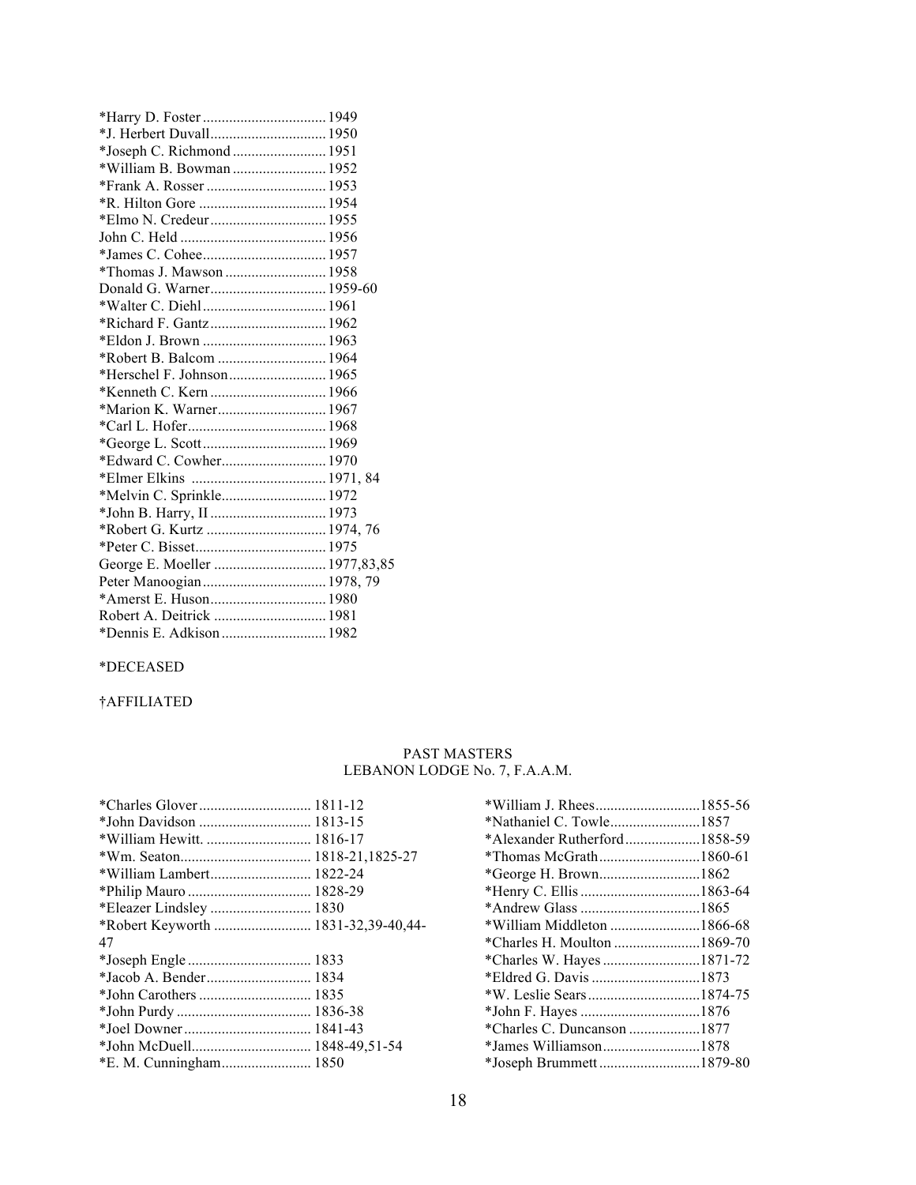*Harry D. Foster .................................1949
*J. Herbert Duvall...............................1950
*Joseph C. Richmond .........................1951
*William B. Bowman .........................1952
*Frank A. Rosser ................................1953
*R. Hilton Gore ..................................1954
*Elmo N. Credeur...............................1955
John C. Held .......................................1956
*James C. Cohee.................................1957
*Thomas J. Mawson ...........................1958
Donald G. Warner...............................1959-60
*Walter C. Diehl.................................1961
*Richard F. Gantz...............................1962
*Eldon J. Brown .................................1963
*Robert B. Balcom .............................1964
*Herschel F. Johnson..........................1965
*Kenneth C. Kern ...............................1966
*Marion K. Warner.............................1967
*Carl L. Hofer.....................................1968
*George L. Scott.................................1969
*Edward C. Cowher............................1970
*Elmer Elkins ....................................1971, 84
*Melvin C. Sprinkle............................1972
*John B. Harry, II ...............................1973
*Robert G. Kurtz ................................1974, 76
*Peter C. Bisset...................................1975
George E. Moeller ..............................1977,83,85
Peter Manoogian.................................1978, 79
*Amerst E. Huson...............................1980
Robert A. Deitrick ..............................1981
*Dennis E. Adkison ............................1982

*DECEASED

†AFFILIATED

## PAST MASTERS
## LEBANON LODGE No. 7, F.A.A.M.

*Charles Glover .............................. 1811-12
*John Davidson .............................. 1813-15
*William Hewitt. ............................ 1816-17
*Wm. Seaton................................... 1818-21,1825-27
*William Lambert........................... 1822-24
*Philip Mauro ................................. 1828-29
*Eleazer Lindsley ........................... 1830
*Robert Keyworth .......................... 1831-32,39-40,44-47
*Joseph Engle ................................. 1833
*Jacob A. Bender............................ 1834
*John Carothers .............................. 1835
*John Purdy .................................... 1836-38
*Joel Downer .................................. 1841-43
*John McDuell................................ 1848-49,51-54
*E. M. Cunningham........................ 1850
*William J. Rhees............................1855-56
*Nathaniel C. Towle........................1857
*Alexander Rutherford....................1858-59
*Thomas McGrath...........................1860-61
*George H. Brown...........................1862
*Henry C. Ellis ................................1863-64
*Andrew Glass ................................1865
*William Middleton ........................1866-68
*Charles H. Moulton .......................1869-70
*Charles W. Hayes ..........................1871-72
*Eldred G. Davis .............................1873
*W. Leslie Sears..............................1874-75
*John F. Hayes ................................1876
*Charles C. Duncanson ...................1877
*James Williamson..........................1878
*Joseph Brummett ...........................1879-80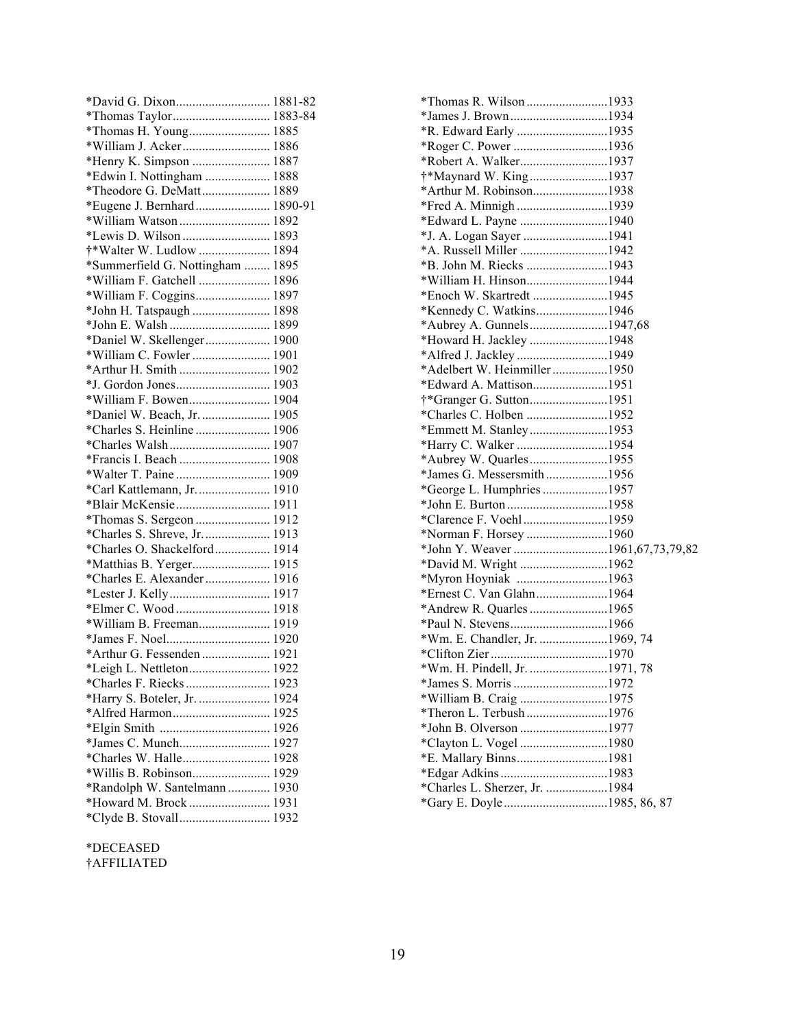*David G. Dixon............................ 1881-82
*Thomas Taylor............................. 1883-84
*Thomas H. Young......................... 1885
*William J. Acker.......................... 1886
*Henry K. Simpson ........................ 1887
*Edwin I. Nottingham .................... 1888
*Theodore G. DeMatt..................... 1889
*Eugene J. Bernhard...................... 1890-91
*William Watson........................... 1892
*Lewis D. Wilson .......................... 1893
†*Walter W. Ludlow ..................... 1894
*Summerfield G. Nottingham ........ 1895
*William F. Gatchell ..................... 1896
*William F. Coggins....................... 1897
*John H. Tatspaugh ....................... 1898
*John E. Walsh .............................. 1899
*Daniel W. Skellenger.................... 1900
*William C. Fowler ........................ 1901
*Arthur H. Smith ........................... 1902
*J. Gordon Jones............................ 1903
*William F. Bowen......................... 1904
*Daniel W. Beach, Jr. .................... 1905
*Charles S. Heinline ...................... 1906
*Charles Walsh.............................. 1907
*Francis I. Beach ........................... 1908
*Walter T. Paine ............................ 1909
*Carl Kattlemann, Jr. ..................... 1910
*Blair McKensie............................ 1911
*Thomas S. Sergeon ...................... 1912
*Charles S. Shreve, Jr. .................... 1913
*Charles O. Shackelford................. 1914
*Matthias B. Yerger........................ 1915
*Charles E. Alexander.................... 1916
*Lester J. Kelly.............................. 1917
*Elmer C. Wood ............................ 1918
*William B. Freeman..................... 1919
*James F. Noel............................... 1920
*Arthur G. Fessenden .................... 1921
*Leigh L. Nettleton......................... 1922
*Charles F. Riecks.......................... 1923
*Harry S. Boteler, Jr. ...................... 1924
*Alfred Harmon.............................. 1925
*Elgin Smith ................................. 1926
*James C. Munch............................ 1927
*Charles W. Halle........................... 1928
*Willis B. Robinson........................ 1929
*Randolph W. Santelmann ............. 1930
*Howard M. Brock ......................... 1931
*Clyde B. Stovall............................ 1932
*Thomas R. Wilson .........................1933
*James J. Brown..............................1934
*R. Edward Early ............................1935
*Roger C. Power .............................1936
*Robert A. Walker...........................1937
†*Maynard W. King........................1937
*Arthur M. Robinson.......................1938
*Fred A. Minnigh ............................1939
*Edward L. Payne ...........................1940
*J. A. Logan Sayer ..........................1941
*A. Russell Miller ...........................1942
*B. John M. Riecks .........................1943
*William H. Hinson.........................1944
*Enoch W. Skartredt .......................1945
*Kennedy C. Watkins......................1946
*Aubrey A. Gunnels........................1947,68
*Howard H. Jackley ........................1948
*Alfred J. Jackley ............................1949
*Adelbert W. Heinmiller .................1950
*Edward A. Mattison.......................1951
†*Granger G. Sutton........................1951
*Charles C. Holben .........................1952
*Emmett M. Stanley........................1953
*Harry C. Walker ............................1954
*Aubrey W. Quarles........................1955
*James G. Messersmith...................1956
*George L. Humphries ....................1957
*John E. Burton ...............................1958
*Clarence F. Voehl ..........................1959
*Norman F. Horsey .........................1960
*John Y. Weaver .............................1961,67,73,79,82
*David M. Wright ...........................1962
*Myron Hoyniak ............................1963
*Ernest C. Van Glahn......................1964
*Andrew R. Quarles ........................1965
*Paul N. Stevens..............................1966
*Wm. E. Chandler, Jr. .....................1969, 74
*Clifton Zier ....................................1970
*Wm. H. Pindell, Jr. ........................1971, 78
*James S. Morris .............................1972
*William B. Craig ...........................1975
*Theron L. Terbush .........................1976
*John B. Olverson ...........................1977
*Clayton L. Vogel ...........................1980
*E. Mallary Binns............................1981
*Edgar Adkins.................................1983
*Charles L. Sherzer, Jr. ...................1984
*Gary E. Doyle................................1985, 86, 87

*DECEASED
†AFFILIATED